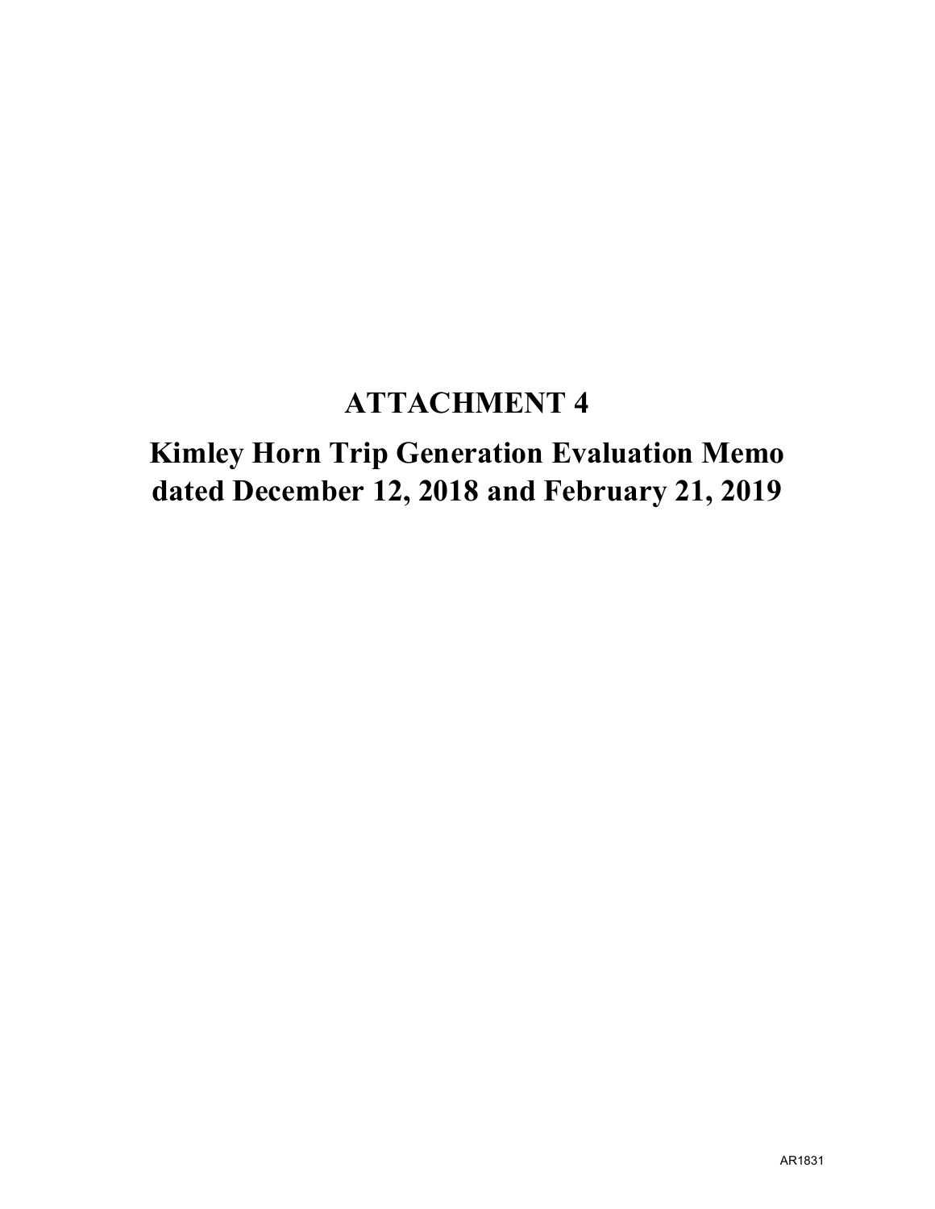# ATTACHMENT 4

## Kimley Horn Trip Generation Evaluation Memo dated December 12, 2018 and February 21, 2019

AR1831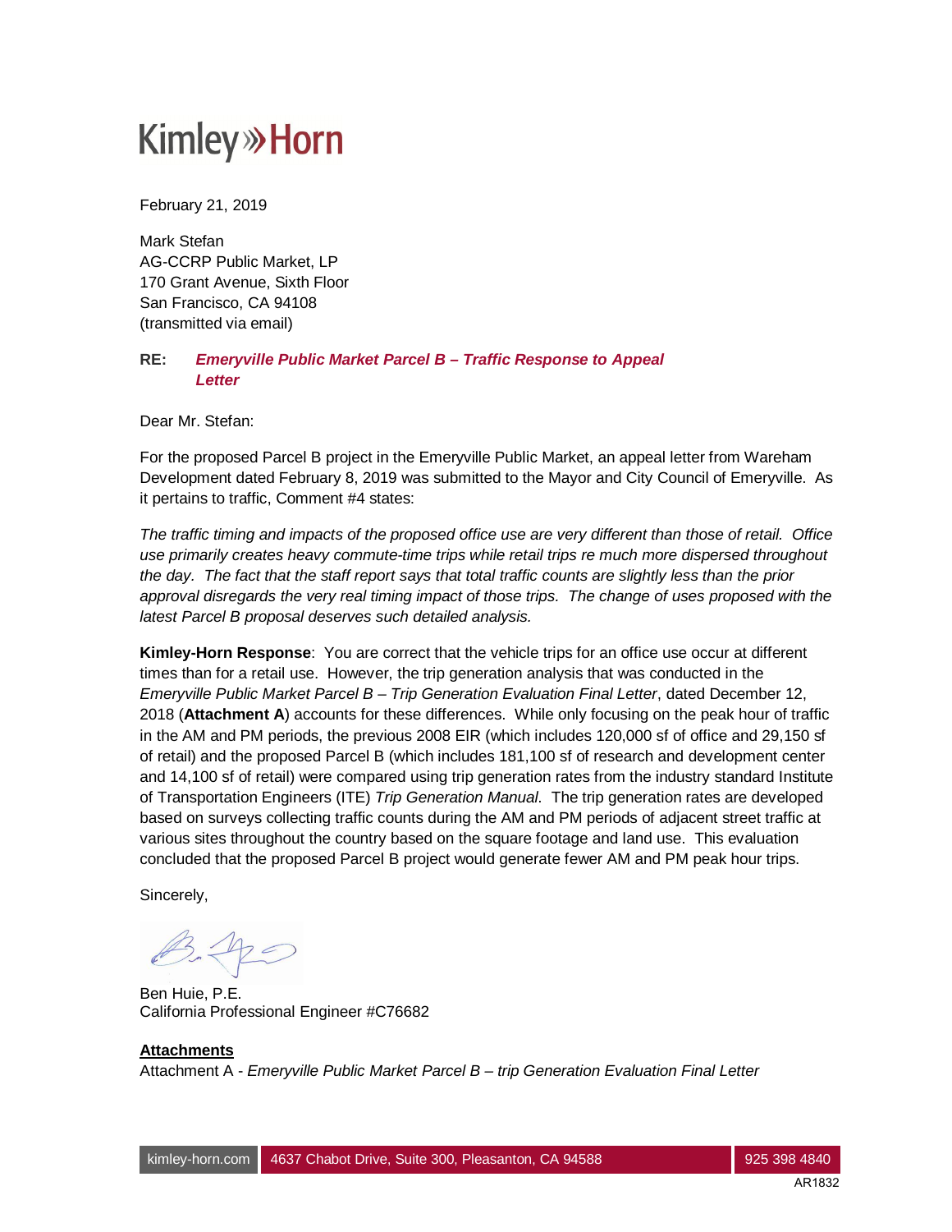Kimley»Horn

February 21, 2019

Mark Stefan
AG-CCRP Public Market, LP
170 Grant Avenue, Sixth Floor
San Francisco, CA 94108
(transmitted via email)

**RE:** ***Emeryville Public Market Parcel B – Traffic Response to Appeal Letter***

Dear Mr. Stefan:

For the proposed Parcel B project in the Emeryville Public Market, an appeal letter from Wareham Development dated February 8, 2019 was submitted to the Mayor and City Council of Emeryville. As it pertains to traffic, Comment #4 states:

*The traffic timing and impacts of the proposed office use are very different than those of retail. Office use primarily creates heavy commute-time trips while retail trips re much more dispersed throughout the day. The fact that the staff report says that total traffic counts are slightly less than the prior approval disregards the very real timing impact of those trips. The change of uses proposed with the latest Parcel B proposal deserves such detailed analysis.*

**Kimley-Horn Response**: You are correct that the vehicle trips for an office use occur at different times than for a retail use. However, the trip generation analysis that was conducted in the *Emeryville Public Market Parcel B – Trip Generation Evaluation Final Letter*, dated December 12, 2018 (**Attachment A**) accounts for these differences. While only focusing on the peak hour of traffic in the AM and PM periods, the previous 2008 EIR (which includes 120,000 sf of office and 29,150 sf of retail) and the proposed Parcel B (which includes 181,100 sf of research and development center and 14,100 sf of retail) were compared using trip generation rates from the industry standard Institute of Transportation Engineers (ITE) *Trip Generation Manual*. The trip generation rates are developed based on surveys collecting traffic counts during the AM and PM periods of adjacent street traffic at various sites throughout the country based on the square footage and land use. This evaluation concluded that the proposed Parcel B project would generate fewer AM and PM peak hour trips.

Sincerely,

Ben Huie, P.E.
California Professional Engineer #C76682

**Attachments**

Attachment A - *Emeryville Public Market Parcel B – trip Generation Evaluation Final Letter*

kimley-horn.com | 4637 Chabot Drive, Suite 300, Pleasanton, CA 94588 | 925 398 4840

AR1832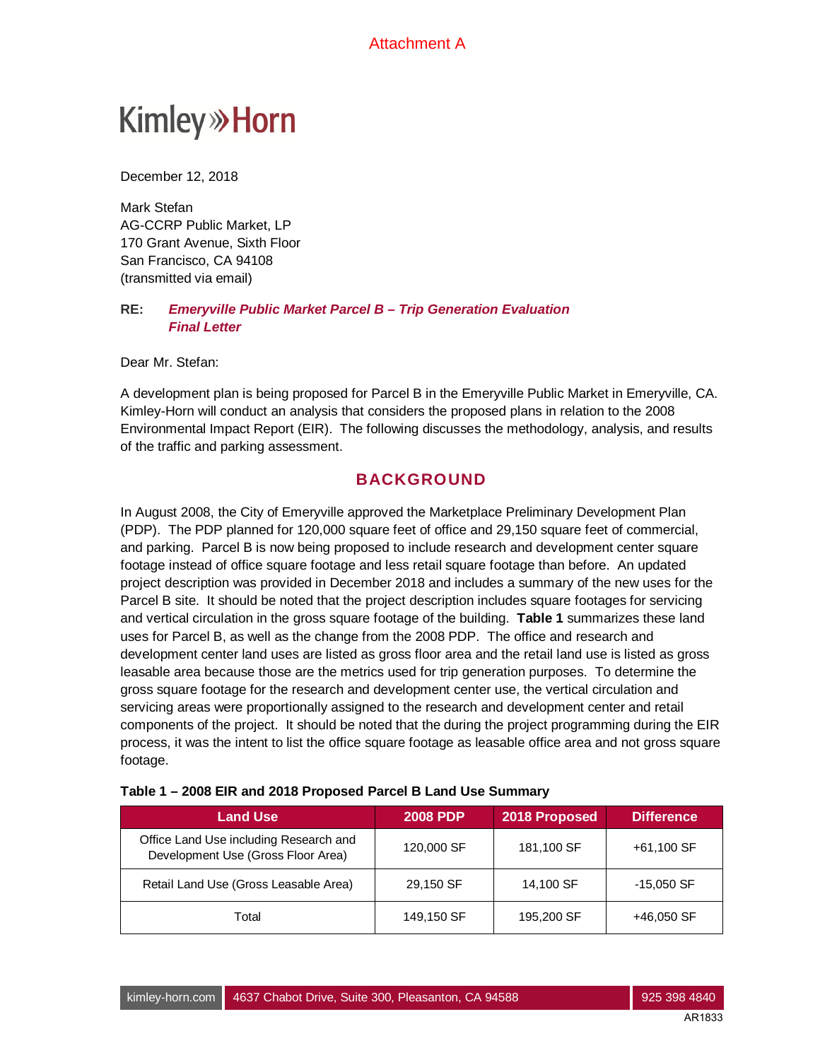Attachment A

Kimley»Horn

December 12, 2018

Mark Stefan
AG-CCRP Public Market, LP
170 Grant Avenue, Sixth Floor
San Francisco, CA 94108
(transmitted via email)

**RE:** ***Emeryville Public Market Parcel B – Trip Generation Evaluation***
***Final Letter***

Dear Mr. Stefan:

A development plan is being proposed for Parcel B in the Emeryville Public Market in Emeryville, CA. Kimley-Horn will conduct an analysis that considers the proposed plans in relation to the 2008 Environmental Impact Report (EIR). The following discusses the methodology, analysis, and results of the traffic and parking assessment.

## BACKGROUND

In August 2008, the City of Emeryville approved the Marketplace Preliminary Development Plan (PDP). The PDP planned for 120,000 square feet of office and 29,150 square feet of commercial, and parking. Parcel B is now being proposed to include research and development center square footage instead of office square footage and less retail square footage than before. An updated project description was provided in December 2018 and includes a summary of the new uses for the Parcel B site. It should be noted that the project description includes square footages for servicing and vertical circulation in the gross square footage of the building. **Table 1** summarizes these land uses for Parcel B, as well as the change from the 2008 PDP. The office and research and development center land uses are listed as gross floor area and the retail land use is listed as gross leasable area because those are the metrics used for trip generation purposes. To determine the gross square footage for the research and development center use, the vertical circulation and servicing areas were proportionally assigned to the research and development center and retail components of the project. It should be noted that the during the project programming during the EIR process, it was the intent to list the office square footage as leasable office area and not gross square footage.

**Table 1 – 2008 EIR and 2018 Proposed Parcel B Land Use Summary**

| Land Use | 2008 PDP | 2018 Proposed | Difference |
|---|---|---|---|
| Office Land Use including Research and Development Use (Gross Floor Area) | 120,000 SF | 181,100 SF | +61,100 SF |
| Retail Land Use (Gross Leasable Area) | 29,150 SF | 14,100 SF | -15,050 SF |
| Total | 149,150 SF | 195,200 SF | +46,050 SF |

kimley-horn.com | 4637 Chabot Drive, Suite 300, Pleasanton, CA 94588 | 925 398 4840

AR1833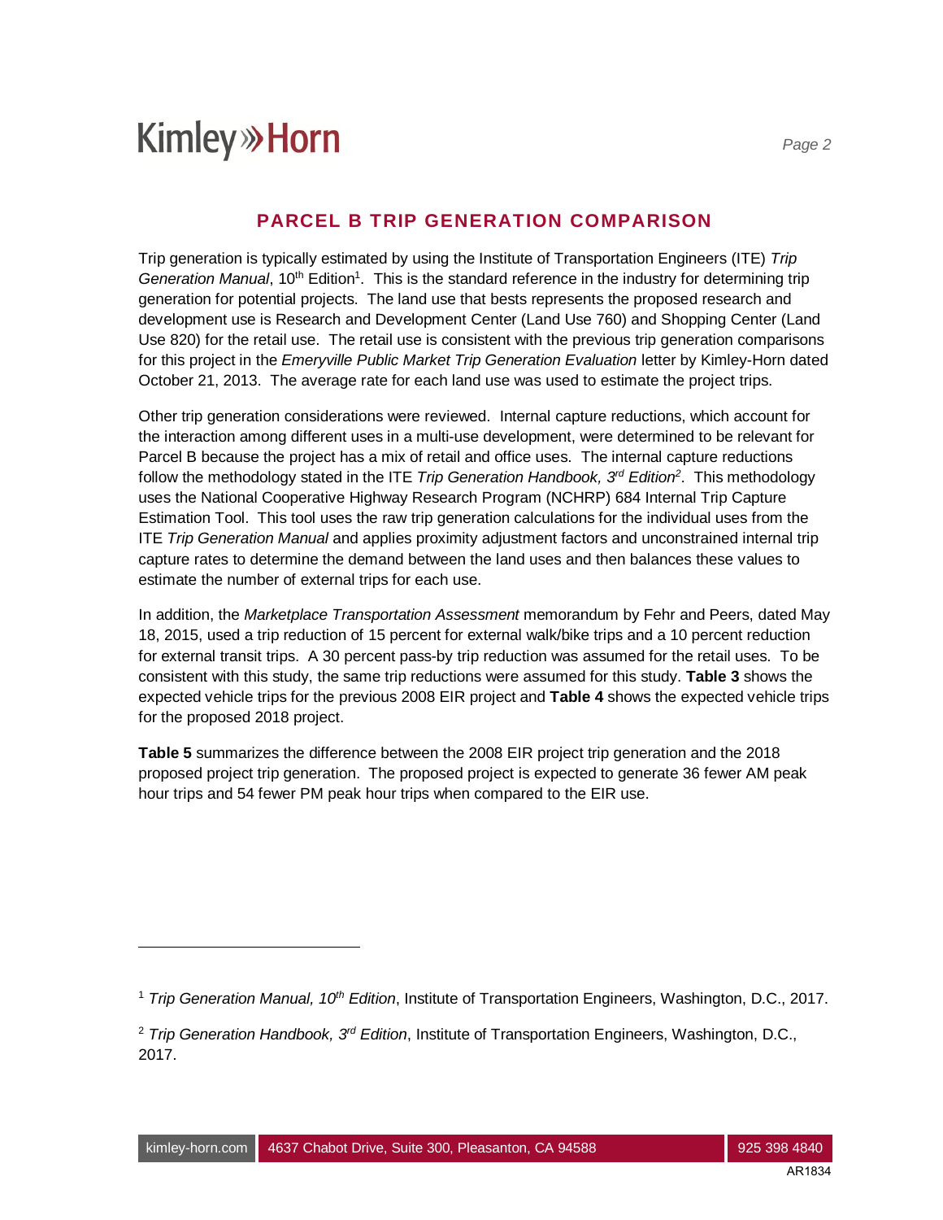## PARCEL B TRIP GENERATION COMPARISON

Trip generation is typically estimated by using the Institute of Transportation Engineers (ITE) *Trip Generation Manual*, 10th Edition[1]. This is the standard reference in the industry for determining trip generation for potential projects. The land use that bests represents the proposed research and development use is Research and Development Center (Land Use 760) and Shopping Center (Land Use 820) for the retail use. The retail use is consistent with the previous trip generation comparisons for this project in the *Emeryville Public Market Trip Generation Evaluation* letter by Kimley-Horn dated October 21, 2013. The average rate for each land use was used to estimate the project trips.

Other trip generation considerations were reviewed. Internal capture reductions, which account for the interaction among different uses in a multi-use development, were determined to be relevant for Parcel B because the project has a mix of retail and office uses. The internal capture reductions follow the methodology stated in the ITE *Trip Generation Handbook, 3rd Edition*[2]. This methodology uses the National Cooperative Highway Research Program (NCHRP) 684 Internal Trip Capture Estimation Tool. This tool uses the raw trip generation calculations for the individual uses from the ITE *Trip Generation Manual* and applies proximity adjustment factors and unconstrained internal trip capture rates to determine the demand between the land uses and then balances these values to estimate the number of external trips for each use.

In addition, the *Marketplace Transportation Assessment* memorandum by Fehr and Peers, dated May 18, 2015, used a trip reduction of 15 percent for external walk/bike trips and a 10 percent reduction for external transit trips. A 30 percent pass-by trip reduction was assumed for the retail uses. To be consistent with this study, the same trip reductions were assumed for this study. **Table 3** shows the expected vehicle trips for the previous 2008 EIR project and **Table 4** shows the expected vehicle trips for the proposed 2018 project.

**Table 5** summarizes the difference between the 2008 EIR project trip generation and the 2018 proposed project trip generation. The proposed project is expected to generate 36 fewer AM peak hour trips and 54 fewer PM peak hour trips when compared to the EIR use.

---

[1] *Trip Generation Manual, 10th Edition*, Institute of Transportation Engineers, Washington, D.C., 2017.

[2] *Trip Generation Handbook, 3rd Edition*, Institute of Transportation Engineers, Washington, D.C., 2017.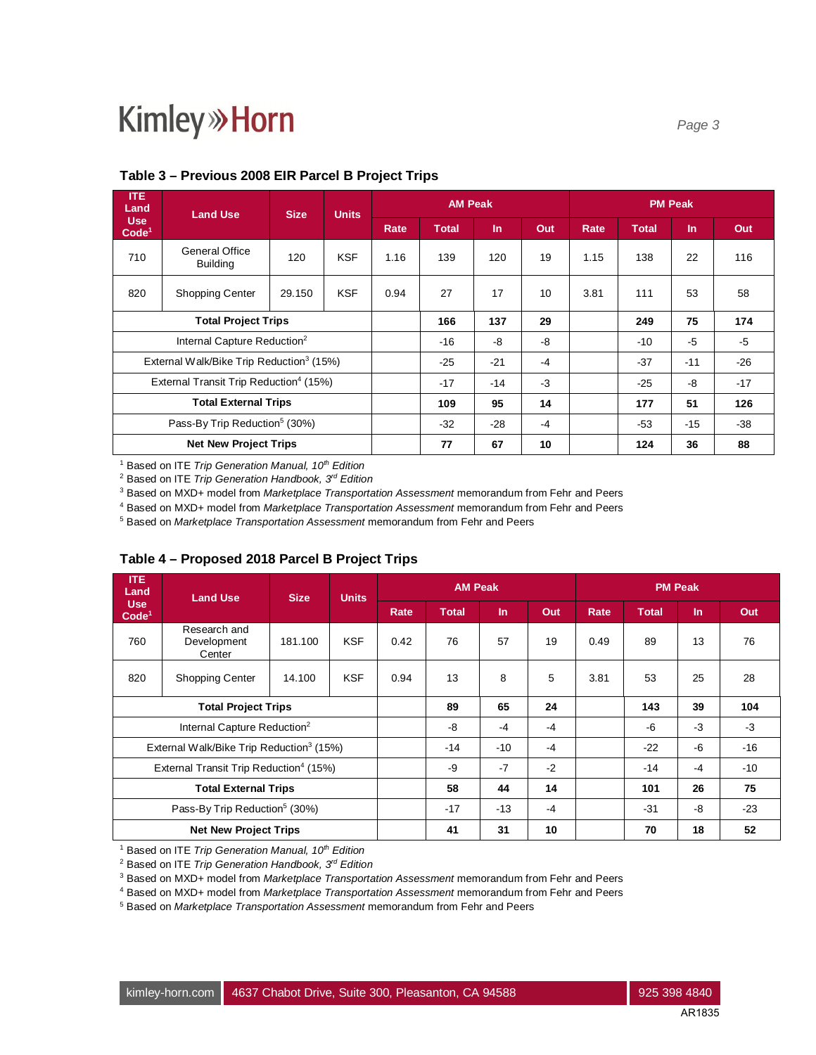### Table 3 – Previous 2008 EIR Parcel B Project Trips

| ITE Land Use Code[1] | Land Use | Size | Units | AM Peak | | | | PM Peak | | | |
|---|---|---|---|---|---|---|---|---|---|---|---|
| | | | | Rate | Total | In | Out | Rate | Total | In | Out |
| 710 | General Office Building | 120 | KSF | 1.16 | 139 | 120 | 19 | 1.15 | 138 | 22 | 116 |
| 820 | Shopping Center | 29.150 | KSF | 0.94 | 27 | 17 | 10 | 3.81 | 111 | 53 | 58 |
| **Total Project Trips** | | | | | **166** | **137** | **29** | | **249** | **75** | **174** |
| Internal Capture Reduction[2] | | | | | -16 | -8 | -8 | | -10 | -5 | -5 |
| External Walk/Bike Trip Reduction[3] (15%) | | | | | -25 | -21 | -4 | | -37 | -11 | -26 |
| External Transit Trip Reduction[4] (15%) | | | | | -17 | -14 | -3 | | -25 | -8 | -17 |
| **Total External Trips** | | | | | **109** | **95** | **14** | | **177** | **51** | **126** |
| Pass-By Trip Reduction[5] (30%) | | | | | -32 | -28 | -4 | | -53 | -15 | -38 |
| **Net New Project Trips** | | | | | **77** | **67** | **10** | | **124** | **36** | **88** |

[1] Based on ITE *Trip Generation Manual, 10th Edition*
[2] Based on ITE *Trip Generation Handbook, 3rd Edition*
[3] Based on MXD+ model from *Marketplace Transportation Assessment* memorandum from Fehr and Peers
[4] Based on MXD+ model from *Marketplace Transportation Assessment* memorandum from Fehr and Peers
[5] Based on *Marketplace Transportation Assessment* memorandum from Fehr and Peers

### Table 4 – Proposed 2018 Parcel B Project Trips

| ITE Land Use Code[1] | Land Use | Size | Units | AM Peak | | | | PM Peak | | | |
|---|---|---|---|---|---|---|---|---|---|---|---|
| | | | | Rate | Total | In | Out | Rate | Total | In | Out |
| 760 | Research and Development Center | 181.100 | KSF | 0.42 | 76 | 57 | 19 | 0.49 | 89 | 13 | 76 |
| 820 | Shopping Center | 14.100 | KSF | 0.94 | 13 | 8 | 5 | 3.81 | 53 | 25 | 28 |
| **Total Project Trips** | | | | | **89** | **65** | **24** | | **143** | **39** | **104** |
| Internal Capture Reduction[2] | | | | | -8 | -4 | -4 | | -6 | -3 | -3 |
| External Walk/Bike Trip Reduction[3] (15%) | | | | | -14 | -10 | -4 | | -22 | -6 | -16 |
| External Transit Trip Reduction[4] (15%) | | | | | -9 | -7 | -2 | | -14 | -4 | -10 |
| **Total External Trips** | | | | | **58** | **44** | **14** | | **101** | **26** | **75** |
| Pass-By Trip Reduction[5] (30%) | | | | | -17 | -13 | -4 | | -31 | -8 | -23 |
| **Net New Project Trips** | | | | | **41** | **31** | **10** | | **70** | **18** | **52** |

[1] Based on ITE *Trip Generation Manual, 10th Edition*
[2] Based on ITE *Trip Generation Handbook, 3rd Edition*
[3] Based on MXD+ model from *Marketplace Transportation Assessment* memorandum from Fehr and Peers
[4] Based on MXD+ model from *Marketplace Transportation Assessment* memorandum from Fehr and Peers
[5] Based on *Marketplace Transportation Assessment* memorandum from Fehr and Peers

AR1835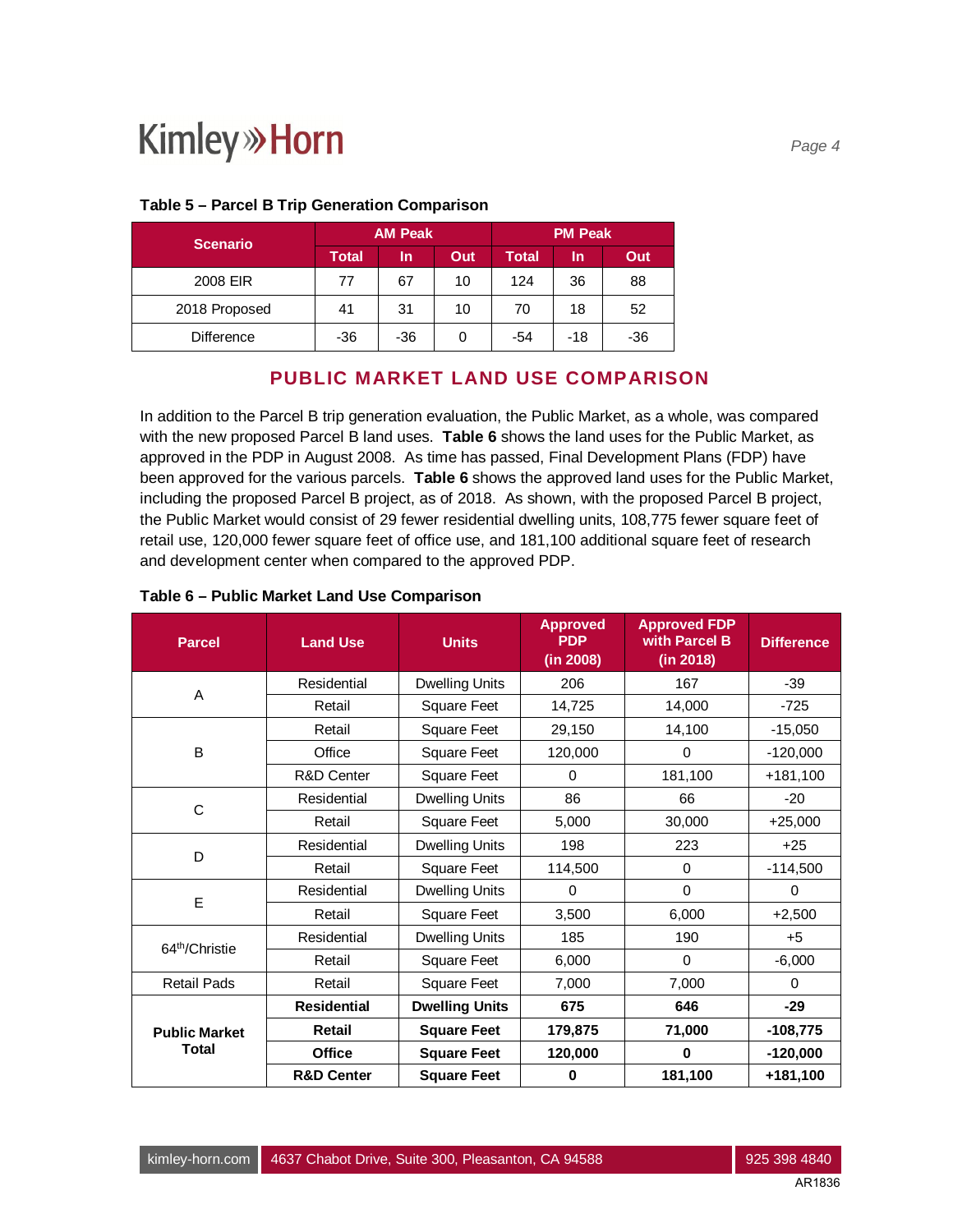**Table 5 – Parcel B Trip Generation Comparison**

| Scenario | AM Peak | | | PM Peak | | |
|---|---|---|---|---|---|---|
| | Total | In | Out | Total | In | Out |
| 2008 EIR | 77 | 67 | 10 | 124 | 36 | 88 |
| 2018 Proposed | 41 | 31 | 10 | 70 | 18 | 52 |
| Difference | -36 | -36 | 0 | -54 | -18 | -36 |

## PUBLIC MARKET LAND USE COMPARISON

In addition to the Parcel B trip generation evaluation, the Public Market, as a whole, was compared with the new proposed Parcel B land uses. **Table 6** shows the land uses for the Public Market, as approved in the PDP in August 2008. As time has passed, Final Development Plans (FDP) have been approved for the various parcels. **Table 6** shows the approved land uses for the Public Market, including the proposed Parcel B project, as of 2018. As shown, with the proposed Parcel B project, the Public Market would consist of 29 fewer residential dwelling units, 108,775 fewer square feet of retail use, 120,000 fewer square feet of office use, and 181,100 additional square feet of research and development center when compared to the approved PDP.

**Table 6 – Public Market Land Use Comparison**

| Parcel | Land Use | Units | Approved PDP (in 2008) | Approved FDP with Parcel B (in 2018) | Difference |
|---|---|---|---|---|---|
| A | Residential | Dwelling Units | 206 | 167 | -39 |
| | Retail | Square Feet | 14,725 | 14,000 | -725 |
| B | Retail | Square Feet | 29,150 | 14,100 | -15,050 |
| | Office | Square Feet | 120,000 | 0 | -120,000 |
| | R&D Center | Square Feet | 0 | 181,100 | +181,100 |
| C | Residential | Dwelling Units | 86 | 66 | -20 |
| | Retail | Square Feet | 5,000 | 30,000 | +25,000 |
| D | Residential | Dwelling Units | 198 | 223 | +25 |
| | Retail | Square Feet | 114,500 | 0 | -114,500 |
| E | Residential | Dwelling Units | 0 | 0 | 0 |
| | Retail | Square Feet | 3,500 | 6,000 | +2,500 |
| 64th/Christie | Residential | Dwelling Units | 185 | 190 | +5 |
| | Retail | Square Feet | 6,000 | 0 | -6,000 |
| Retail Pads | Retail | Square Feet | 7,000 | 7,000 | 0 |
| **Public Market Total** | **Residential** | **Dwelling Units** | **675** | **646** | **-29** |
| | **Retail** | **Square Feet** | **179,875** | **71,000** | **-108,775** |
| | **Office** | **Square Feet** | **120,000** | **0** | **-120,000** |
| | **R&D Center** | **Square Feet** | **0** | **181,100** | **+181,100** |

AR1836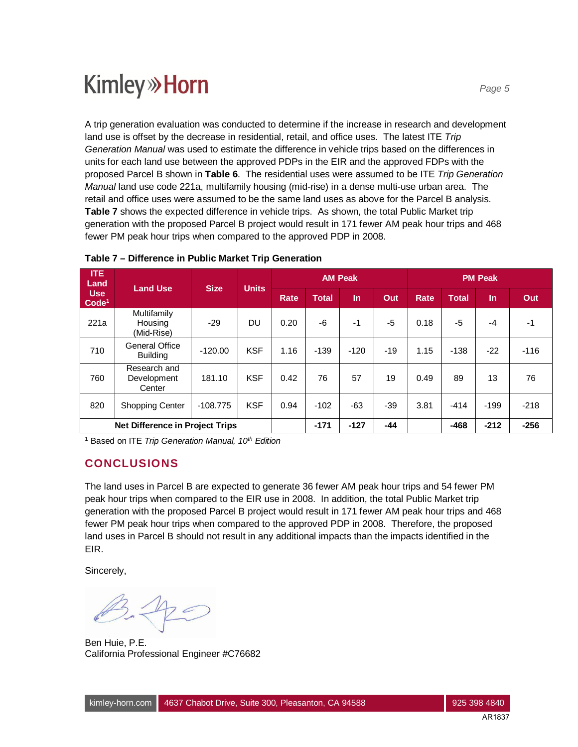A trip generation evaluation was conducted to determine if the increase in research and development land use is offset by the decrease in residential, retail, and office uses. The latest ITE *Trip Generation Manual* was used to estimate the difference in vehicle trips based on the differences in units for each land use between the approved PDPs in the EIR and the approved FDPs with the proposed Parcel B shown in **Table 6**. The residential uses were assumed to be ITE *Trip Generation Manual* land use code 221a, multifamily housing (mid-rise) in a dense multi-use urban area. The retail and office uses were assumed to be the same land uses as above for the Parcel B analysis. **Table 7** shows the expected difference in vehicle trips. As shown, the total Public Market trip generation with the proposed Parcel B project would result in 171 fewer AM peak hour trips and 468 fewer PM peak hour trips when compared to the approved PDP in 2008.

**Table 7 – Difference in Public Market Trip Generation**

| ITE Land Use Code[1] | Land Use | Size | Units | AM Peak | | | | PM Peak | | | |
|---|---|---|---|---|---|---|---|---|---|---|---|
| | | | | Rate | Total | In | Out | Rate | Total | In | Out |
| 221a | Multifamily Housing (Mid-Rise) | -29 | DU | 0.20 | -6 | -1 | -5 | 0.18 | -5 | -4 | -1 |
| 710 | General Office Building | -120.00 | KSF | 1.16 | -139 | -120 | -19 | 1.15 | -138 | -22 | -116 |
| 760 | Research and Development Center | 181.10 | KSF | 0.42 | 76 | 57 | 19 | 0.49 | 89 | 13 | 76 |
| 820 | Shopping Center | -108.775 | KSF | 0.94 | -102 | -63 | -39 | 3.81 | -414 | -199 | -218 |
| **Net Difference in Project Trips** | | | | | **-171** | **-127** | **-44** | | **-468** | **-212** | **-256** |

[1] Based on ITE *Trip Generation Manual, 10th Edition*

## CONCLUSIONS

The land uses in Parcel B are expected to generate 36 fewer AM peak hour trips and 54 fewer PM peak hour trips when compared to the EIR use in 2008. In addition, the total Public Market trip generation with the proposed Parcel B project would result in 171 fewer AM peak hour trips and 468 fewer PM peak hour trips when compared to the approved PDP in 2008. Therefore, the proposed land uses in Parcel B should not result in any additional impacts than the impacts identified in the EIR.

Sincerely,

Ben Huie, P.E.
California Professional Engineer #C76682